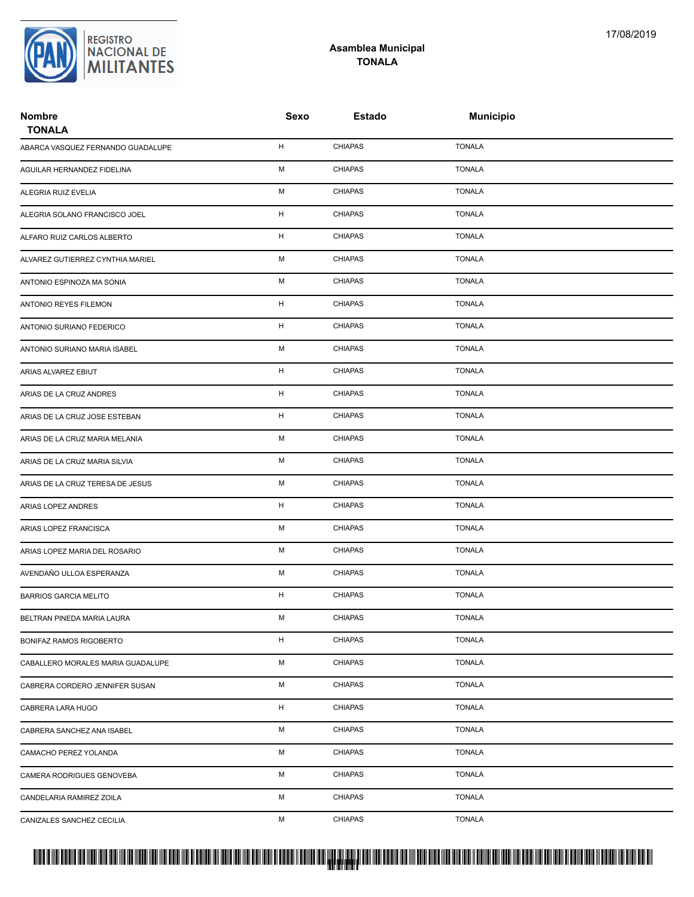REGISTRO NACIONAL DE MILITANTES

17/08/2019

## Asamblea Municipal
## TONALA

| Nombre<br>TONALA | Sexo | Estado | Municipio |
|---|---|---|---|
| ABARCA VASQUEZ FERNANDO GUADALUPE | H | CHIAPAS | TONALA |
| AGUILAR HERNANDEZ FIDELINA | M | CHIAPAS | TONALA |
| ALEGRIA RUIZ EVELIA | M | CHIAPAS | TONALA |
| ALEGRIA SOLANO FRANCISCO JOEL | H | CHIAPAS | TONALA |
| ALFARO RUIZ CARLOS ALBERTO | H | CHIAPAS | TONALA |
| ALVAREZ GUTIERREZ CYNTHIA MARIEL | M | CHIAPAS | TONALA |
| ANTONIO ESPINOZA MA SONIA | M | CHIAPAS | TONALA |
| ANTONIO REYES FILEMON | H | CHIAPAS | TONALA |
| ANTONIO SURIANO FEDERICO | H | CHIAPAS | TONALA |
| ANTONIO SURIANO MARIA ISABEL | M | CHIAPAS | TONALA |
| ARIAS ALVAREZ EBIUT | H | CHIAPAS | TONALA |
| ARIAS DE LA CRUZ ANDRES | H | CHIAPAS | TONALA |
| ARIAS DE LA CRUZ JOSE ESTEBAN | H | CHIAPAS | TONALA |
| ARIAS DE LA CRUZ MARIA MELANIA | M | CHIAPAS | TONALA |
| ARIAS DE LA CRUZ MARIA SILVIA | M | CHIAPAS | TONALA |
| ARIAS DE LA CRUZ TERESA DE JESUS | M | CHIAPAS | TONALA |
| ARIAS LOPEZ ANDRES | H | CHIAPAS | TONALA |
| ARIAS LOPEZ FRANCISCA | M | CHIAPAS | TONALA |
| ARIAS LOPEZ MARIA DEL ROSARIO | M | CHIAPAS | TONALA |
| AVENDAÑO ULLOA ESPERANZA | M | CHIAPAS | TONALA |
| BARRIOS GARCIA MELITO | H | CHIAPAS | TONALA |
| BELTRAN PINEDA MARIA LAURA | M | CHIAPAS | TONALA |
| BONIFAZ RAMOS RIGOBERTO | H | CHIAPAS | TONALA |
| CABALLERO MORALES MARIA GUADALUPE | M | CHIAPAS | TONALA |
| CABRERA CORDERO JENNIFER SUSAN | M | CHIAPAS | TONALA |
| CABRERA LARA HUGO | H | CHIAPAS | TONALA |
| CABRERA SANCHEZ ANA ISABEL | M | CHIAPAS | TONALA |
| CAMACHO PEREZ YOLANDA | M | CHIAPAS | TONALA |
| CAMERA RODRIGUES GENOVEBA | M | CHIAPAS | TONALA |
| CANDELARIA RAMIREZ ZOILA | M | CHIAPAS | TONALA |
| CANIZALES SANCHEZ CECILIA | M | CHIAPAS | TONALA |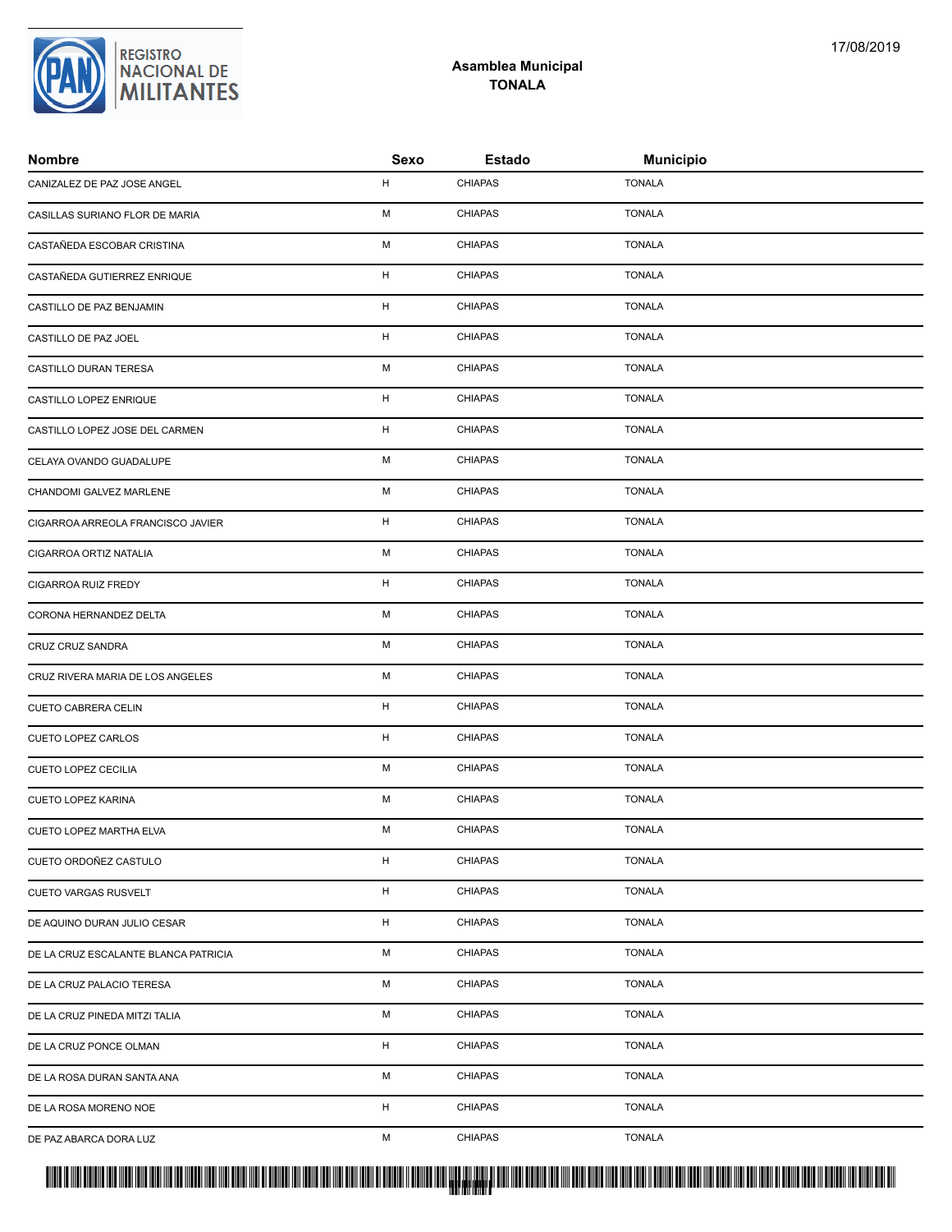## Asamblea Municipal
## TONALA

| Nombre | Sexo | Estado | Municipio |
| --- | --- | --- | --- |
| CANIZALEZ DE PAZ JOSE ANGEL | H | CHIAPAS | TONALA |
| CASILLAS SURIANO FLOR DE MARIA | M | CHIAPAS | TONALA |
| CASTAÑEDA ESCOBAR CRISTINA | M | CHIAPAS | TONALA |
| CASTAÑEDA GUTIERREZ ENRIQUE | H | CHIAPAS | TONALA |
| CASTILLO DE PAZ BENJAMIN | H | CHIAPAS | TONALA |
| CASTILLO DE PAZ JOEL | H | CHIAPAS | TONALA |
| CASTILLO DURAN TERESA | M | CHIAPAS | TONALA |
| CASTILLO LOPEZ ENRIQUE | H | CHIAPAS | TONALA |
| CASTILLO LOPEZ JOSE DEL CARMEN | H | CHIAPAS | TONALA |
| CELAYA OVANDO GUADALUPE | M | CHIAPAS | TONALA |
| CHANDOMI GALVEZ MARLENE | M | CHIAPAS | TONALA |
| CIGARROA ARREOLA FRANCISCO JAVIER | H | CHIAPAS | TONALA |
| CIGARROA ORTIZ NATALIA | M | CHIAPAS | TONALA |
| CIGARROA RUIZ FREDY | H | CHIAPAS | TONALA |
| CORONA HERNANDEZ DELTA | M | CHIAPAS | TONALA |
| CRUZ CRUZ SANDRA | M | CHIAPAS | TONALA |
| CRUZ RIVERA MARIA DE LOS ANGELES | M | CHIAPAS | TONALA |
| CUETO CABRERA CELIN | H | CHIAPAS | TONALA |
| CUETO LOPEZ CARLOS | H | CHIAPAS | TONALA |
| CUETO LOPEZ CECILIA | M | CHIAPAS | TONALA |
| CUETO LOPEZ KARINA | M | CHIAPAS | TONALA |
| CUETO LOPEZ MARTHA ELVA | M | CHIAPAS | TONALA |
| CUETO ORDOÑEZ CASTULO | H | CHIAPAS | TONALA |
| CUETO VARGAS RUSVELT | H | CHIAPAS | TONALA |
| DE AQUINO DURAN JULIO CESAR | H | CHIAPAS | TONALA |
| DE LA CRUZ ESCALANTE BLANCA PATRICIA | M | CHIAPAS | TONALA |
| DE LA CRUZ PALACIO TERESA | M | CHIAPAS | TONALA |
| DE LA CRUZ PINEDA MITZI TALIA | M | CHIAPAS | TONALA |
| DE LA CRUZ PONCE OLMAN | H | CHIAPAS | TONALA |
| DE LA ROSA DURAN SANTA ANA | M | CHIAPAS | TONALA |
| DE LA ROSA MORENO NOE | H | CHIAPAS | TONALA |
| DE PAZ ABARCA DORA LUZ | M | CHIAPAS | TONALA |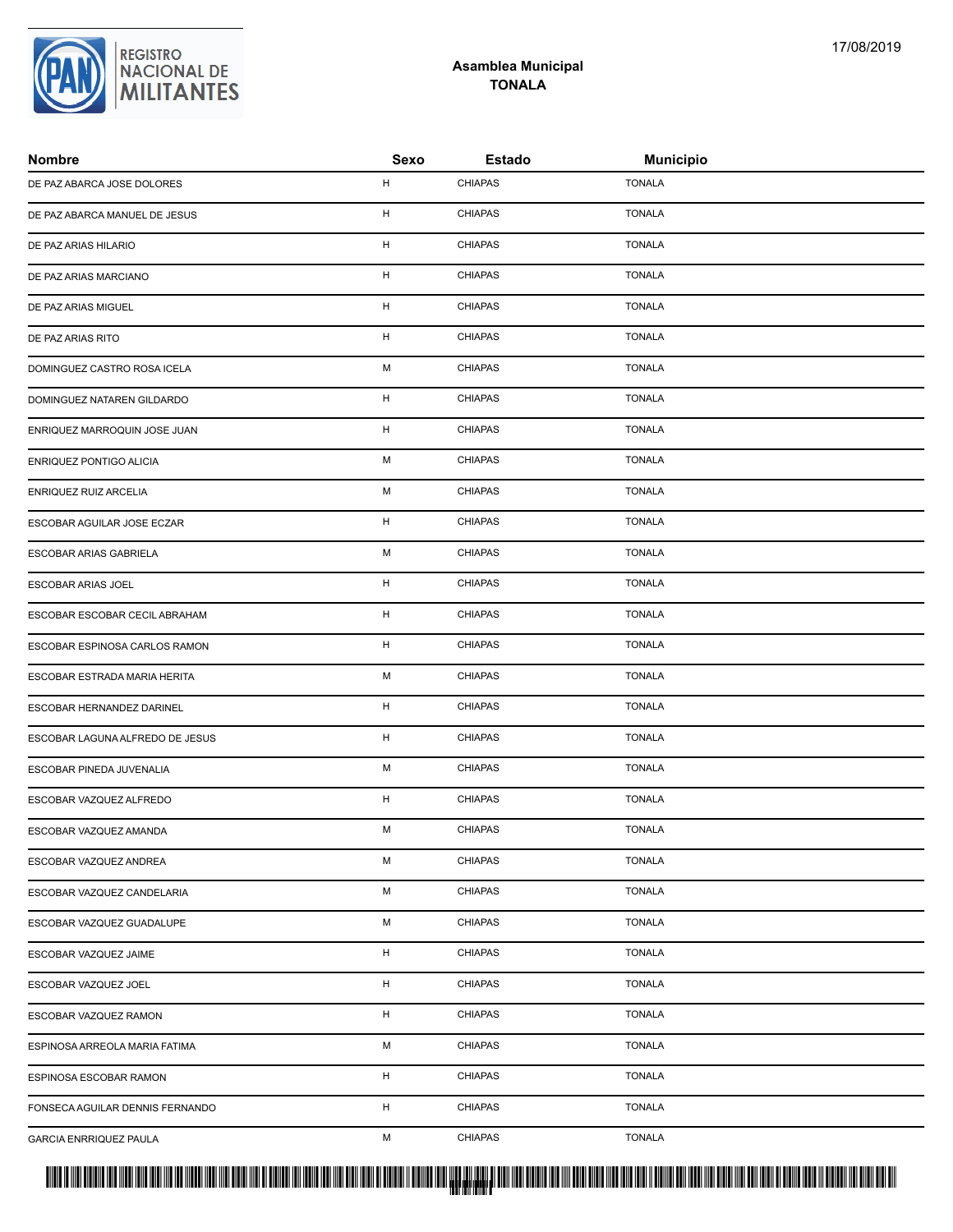## Asamblea Municipal
## TONALA

| Nombre | Sexo | Estado | Municipio |
| --- | --- | --- | --- |
| DE PAZ ABARCA JOSE DOLORES | H | CHIAPAS | TONALA |
| DE PAZ ABARCA MANUEL DE JESUS | H | CHIAPAS | TONALA |
| DE PAZ ARIAS HILARIO | H | CHIAPAS | TONALA |
| DE PAZ ARIAS MARCIANO | H | CHIAPAS | TONALA |
| DE PAZ ARIAS MIGUEL | H | CHIAPAS | TONALA |
| DE PAZ ARIAS RITO | H | CHIAPAS | TONALA |
| DOMINGUEZ CASTRO ROSA ICELA | M | CHIAPAS | TONALA |
| DOMINGUEZ NATAREN GILDARDO | H | CHIAPAS | TONALA |
| ENRIQUEZ MARROQUIN JOSE JUAN | H | CHIAPAS | TONALA |
| ENRIQUEZ PONTIGO ALICIA | M | CHIAPAS | TONALA |
| ENRIQUEZ RUIZ ARCELIA | M | CHIAPAS | TONALA |
| ESCOBAR AGUILAR JOSE ECZAR | H | CHIAPAS | TONALA |
| ESCOBAR ARIAS GABRIELA | M | CHIAPAS | TONALA |
| ESCOBAR ARIAS JOEL | H | CHIAPAS | TONALA |
| ESCOBAR ESCOBAR CECIL ABRAHAM | H | CHIAPAS | TONALA |
| ESCOBAR ESPINOSA CARLOS RAMON | H | CHIAPAS | TONALA |
| ESCOBAR ESTRADA MARIA HERITA | M | CHIAPAS | TONALA |
| ESCOBAR HERNANDEZ DARINEL | H | CHIAPAS | TONALA |
| ESCOBAR LAGUNA ALFREDO DE JESUS | H | CHIAPAS | TONALA |
| ESCOBAR PINEDA JUVENALIA | M | CHIAPAS | TONALA |
| ESCOBAR VAZQUEZ ALFREDO | H | CHIAPAS | TONALA |
| ESCOBAR VAZQUEZ AMANDA | M | CHIAPAS | TONALA |
| ESCOBAR VAZQUEZ ANDREA | M | CHIAPAS | TONALA |
| ESCOBAR VAZQUEZ CANDELARIA | M | CHIAPAS | TONALA |
| ESCOBAR VAZQUEZ GUADALUPE | M | CHIAPAS | TONALA |
| ESCOBAR VAZQUEZ JAIME | H | CHIAPAS | TONALA |
| ESCOBAR VAZQUEZ JOEL | H | CHIAPAS | TONALA |
| ESCOBAR VAZQUEZ RAMON | H | CHIAPAS | TONALA |
| ESPINOSA ARREOLA MARIA FATIMA | M | CHIAPAS | TONALA |
| ESPINOSA ESCOBAR RAMON | H | CHIAPAS | TONALA |
| FONSECA AGUILAR DENNIS FERNANDO | H | CHIAPAS | TONALA |
| GARCIA ENRRIQUEZ PAULA | M | CHIAPAS | TONALA |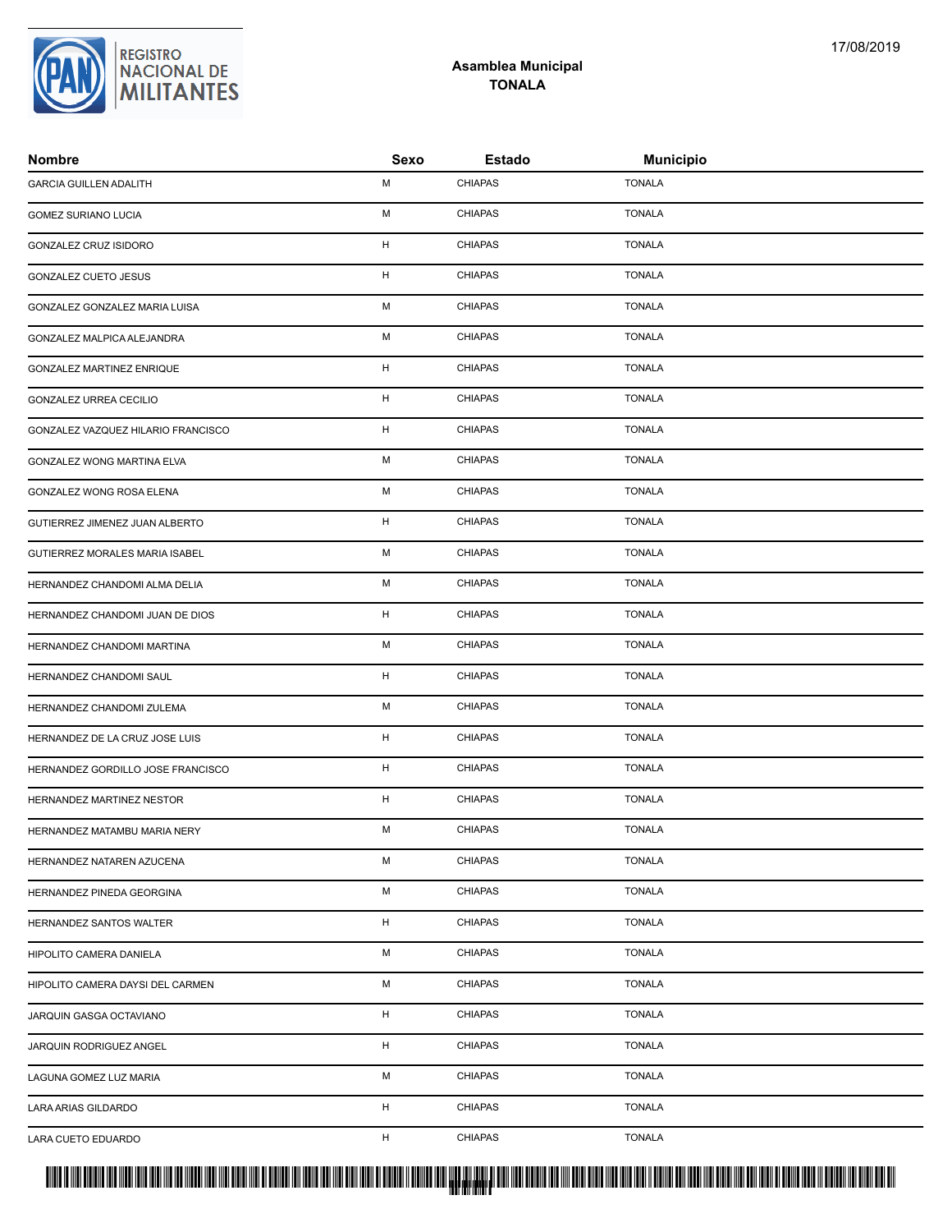**Asamblea Municipal**
**TONALA**

| Nombre | Sexo | Estado | Municipio |
|---|---|---|---|
| GARCIA GUILLEN ADALITH | M | CHIAPAS | TONALA |
| GOMEZ SURIANO LUCIA | M | CHIAPAS | TONALA |
| GONZALEZ CRUZ ISIDORO | H | CHIAPAS | TONALA |
| GONZALEZ CUETO JESUS | H | CHIAPAS | TONALA |
| GONZALEZ GONZALEZ MARIA LUISA | M | CHIAPAS | TONALA |
| GONZALEZ MALPICA ALEJANDRA | M | CHIAPAS | TONALA |
| GONZALEZ MARTINEZ ENRIQUE | H | CHIAPAS | TONALA |
| GONZALEZ URREA CECILIO | H | CHIAPAS | TONALA |
| GONZALEZ VAZQUEZ HILARIO FRANCISCO | H | CHIAPAS | TONALA |
| GONZALEZ WONG MARTINA ELVA | M | CHIAPAS | TONALA |
| GONZALEZ WONG ROSA ELENA | M | CHIAPAS | TONALA |
| GUTIERREZ JIMENEZ JUAN ALBERTO | H | CHIAPAS | TONALA |
| GUTIERREZ MORALES MARIA ISABEL | M | CHIAPAS | TONALA |
| HERNANDEZ CHANDOMI ALMA DELIA | M | CHIAPAS | TONALA |
| HERNANDEZ CHANDOMI JUAN DE DIOS | H | CHIAPAS | TONALA |
| HERNANDEZ CHANDOMI MARTINA | M | CHIAPAS | TONALA |
| HERNANDEZ CHANDOMI SAUL | H | CHIAPAS | TONALA |
| HERNANDEZ CHANDOMI ZULEMA | M | CHIAPAS | TONALA |
| HERNANDEZ DE LA CRUZ JOSE LUIS | H | CHIAPAS | TONALA |
| HERNANDEZ GORDILLO JOSE FRANCISCO | H | CHIAPAS | TONALA |
| HERNANDEZ MARTINEZ NESTOR | H | CHIAPAS | TONALA |
| HERNANDEZ MATAMBU MARIA NERY | M | CHIAPAS | TONALA |
| HERNANDEZ NATAREN AZUCENA | M | CHIAPAS | TONALA |
| HERNANDEZ PINEDA GEORGINA | M | CHIAPAS | TONALA |
| HERNANDEZ SANTOS WALTER | H | CHIAPAS | TONALA |
| HIPOLITO CAMERA DANIELA | M | CHIAPAS | TONALA |
| HIPOLITO CAMERA DAYSI DEL CARMEN | M | CHIAPAS | TONALA |
| JARQUIN GASGA OCTAVIANO | H | CHIAPAS | TONALA |
| JARQUIN RODRIGUEZ ANGEL | H | CHIAPAS | TONALA |
| LAGUNA GOMEZ LUZ MARIA | M | CHIAPAS | TONALA |
| LARA ARIAS GILDARDO | H | CHIAPAS | TONALA |
| LARA CUETO EDUARDO | H | CHIAPAS | TONALA |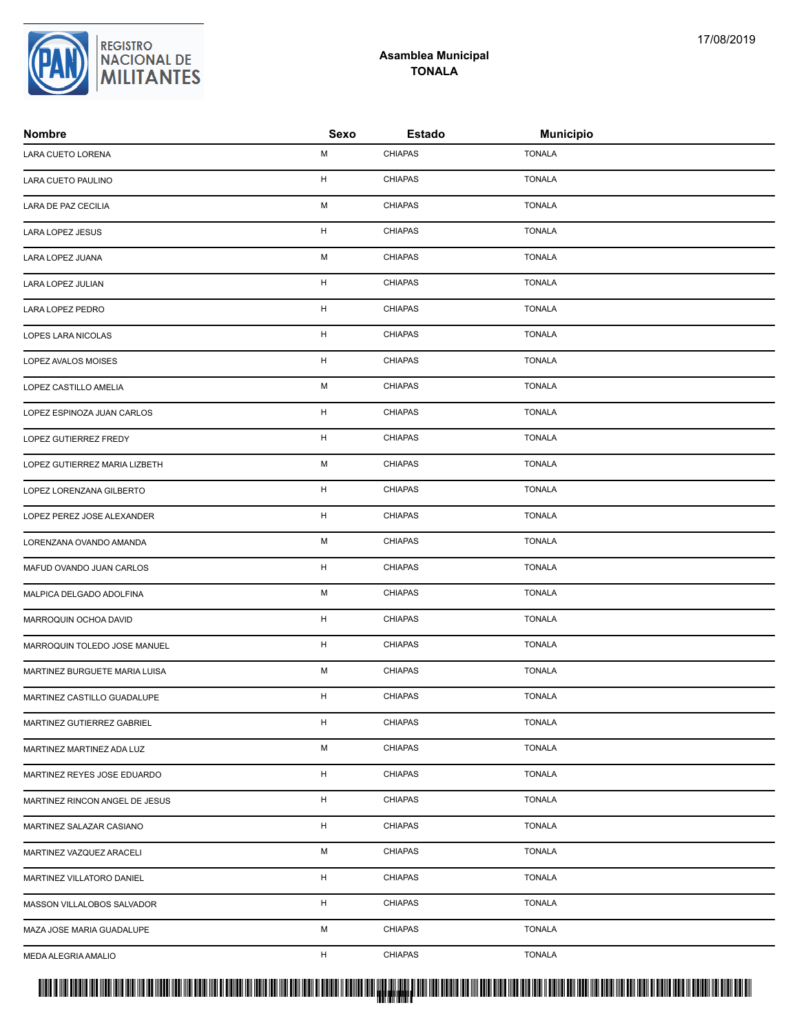## Asamblea Municipal
## TONALA

17/08/2019

| Nombre | Sexo | Estado | Municipio |
|---|---|---|---|
| LARA CUETO LORENA | M | CHIAPAS | TONALA |
| LARA CUETO PAULINO | H | CHIAPAS | TONALA |
| LARA DE PAZ CECILIA | M | CHIAPAS | TONALA |
| LARA LOPEZ JESUS | H | CHIAPAS | TONALA |
| LARA LOPEZ JUANA | M | CHIAPAS | TONALA |
| LARA LOPEZ JULIAN | H | CHIAPAS | TONALA |
| LARA LOPEZ PEDRO | H | CHIAPAS | TONALA |
| LOPES LARA NICOLAS | H | CHIAPAS | TONALA |
| LOPEZ AVALOS MOISES | H | CHIAPAS | TONALA |
| LOPEZ CASTILLO AMELIA | M | CHIAPAS | TONALA |
| LOPEZ ESPINOZA JUAN CARLOS | H | CHIAPAS | TONALA |
| LOPEZ GUTIERREZ FREDY | H | CHIAPAS | TONALA |
| LOPEZ GUTIERREZ MARIA LIZBETH | M | CHIAPAS | TONALA |
| LOPEZ LORENZANA GILBERTO | H | CHIAPAS | TONALA |
| LOPEZ PEREZ JOSE ALEXANDER | H | CHIAPAS | TONALA |
| LORENZANA OVANDO AMANDA | M | CHIAPAS | TONALA |
| MAFUD OVANDO JUAN CARLOS | H | CHIAPAS | TONALA |
| MALPICA DELGADO ADOLFINA | M | CHIAPAS | TONALA |
| MARROQUIN OCHOA DAVID | H | CHIAPAS | TONALA |
| MARROQUIN TOLEDO JOSE MANUEL | H | CHIAPAS | TONALA |
| MARTINEZ BURGUETE MARIA LUISA | M | CHIAPAS | TONALA |
| MARTINEZ CASTILLO GUADALUPE | H | CHIAPAS | TONALA |
| MARTINEZ GUTIERREZ GABRIEL | H | CHIAPAS | TONALA |
| MARTINEZ MARTINEZ ADA LUZ | M | CHIAPAS | TONALA |
| MARTINEZ REYES JOSE EDUARDO | H | CHIAPAS | TONALA |
| MARTINEZ RINCON ANGEL DE JESUS | H | CHIAPAS | TONALA |
| MARTINEZ SALAZAR CASIANO | H | CHIAPAS | TONALA |
| MARTINEZ VAZQUEZ ARACELI | M | CHIAPAS | TONALA |
| MARTINEZ VILLATORO DANIEL | H | CHIAPAS | TONALA |
| MASSON VILLALOBOS SALVADOR | H | CHIAPAS | TONALA |
| MAZA JOSE MARIA GUADALUPE | M | CHIAPAS | TONALA |
| MEDA ALEGRIA AMALIO | H | CHIAPAS | TONALA |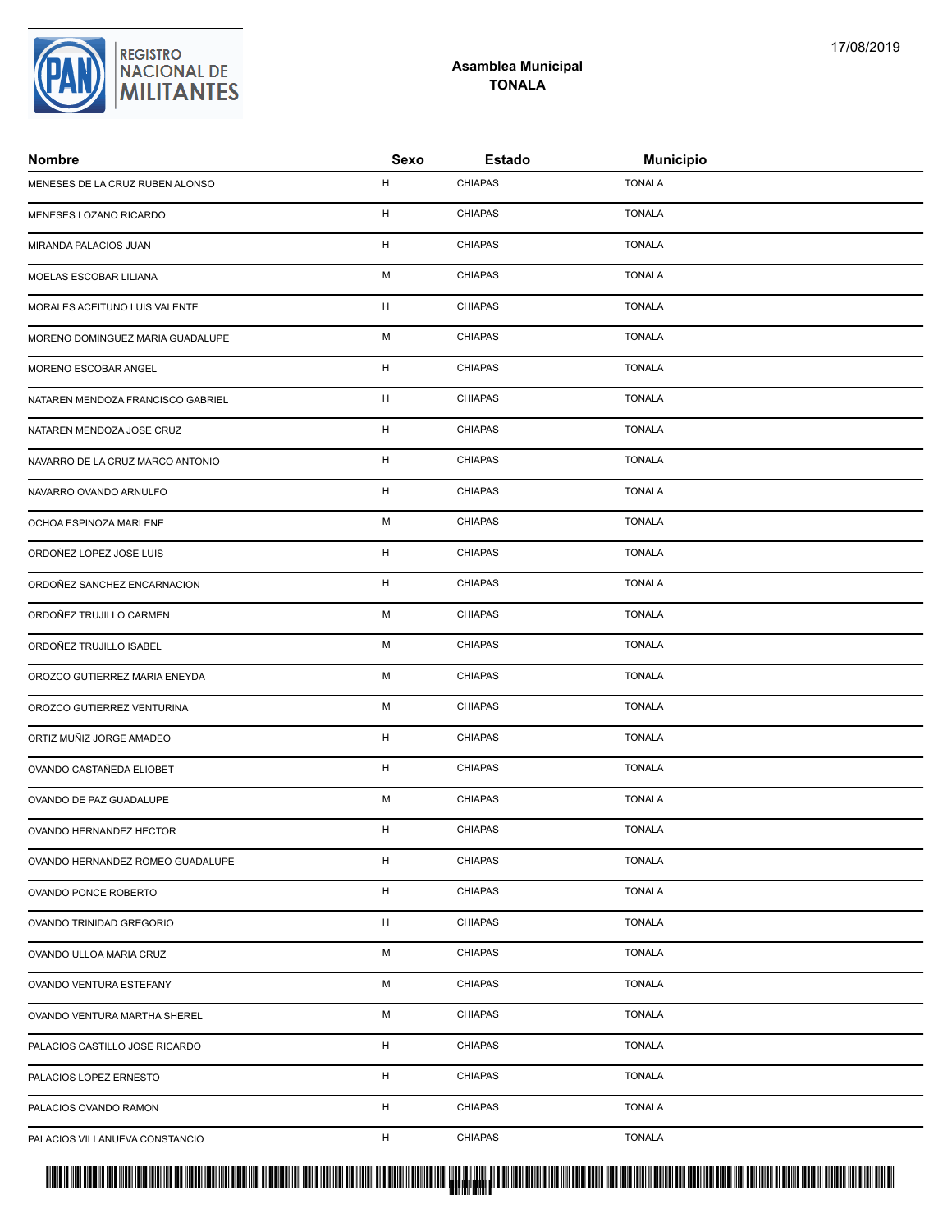**Asamblea Municipal**
**TONALA**

| Nombre | Sexo | Estado | Municipio |
|---|---|---|---|
| MENESES DE LA CRUZ RUBEN ALONSO | H | CHIAPAS | TONALA |
| MENESES LOZANO RICARDO | H | CHIAPAS | TONALA |
| MIRANDA PALACIOS JUAN | H | CHIAPAS | TONALA |
| MOELAS ESCOBAR LILIANA | M | CHIAPAS | TONALA |
| MORALES ACEITUNO LUIS VALENTE | H | CHIAPAS | TONALA |
| MORENO DOMINGUEZ MARIA GUADALUPE | M | CHIAPAS | TONALA |
| MORENO ESCOBAR ANGEL | H | CHIAPAS | TONALA |
| NATAREN MENDOZA FRANCISCO GABRIEL | H | CHIAPAS | TONALA |
| NATAREN MENDOZA JOSE CRUZ | H | CHIAPAS | TONALA |
| NAVARRO DE LA CRUZ MARCO ANTONIO | H | CHIAPAS | TONALA |
| NAVARRO OVANDO ARNULFO | H | CHIAPAS | TONALA |
| OCHOA ESPINOZA MARLENE | M | CHIAPAS | TONALA |
| ORDOÑEZ LOPEZ JOSE LUIS | H | CHIAPAS | TONALA |
| ORDOÑEZ SANCHEZ ENCARNACION | H | CHIAPAS | TONALA |
| ORDOÑEZ TRUJILLO CARMEN | M | CHIAPAS | TONALA |
| ORDOÑEZ TRUJILLO ISABEL | M | CHIAPAS | TONALA |
| OROZCO GUTIERREZ MARIA ENEYDA | M | CHIAPAS | TONALA |
| OROZCO GUTIERREZ VENTURINA | M | CHIAPAS | TONALA |
| ORTIZ MUÑIZ JORGE AMADEO | H | CHIAPAS | TONALA |
| OVANDO CASTAÑEDA ELIOBET | H | CHIAPAS | TONALA |
| OVANDO DE PAZ GUADALUPE | M | CHIAPAS | TONALA |
| OVANDO HERNANDEZ HECTOR | H | CHIAPAS | TONALA |
| OVANDO HERNANDEZ ROMEO GUADALUPE | H | CHIAPAS | TONALA |
| OVANDO PONCE ROBERTO | H | CHIAPAS | TONALA |
| OVANDO TRINIDAD GREGORIO | H | CHIAPAS | TONALA |
| OVANDO ULLOA MARIA CRUZ | M | CHIAPAS | TONALA |
| OVANDO VENTURA ESTEFANY | M | CHIAPAS | TONALA |
| OVANDO VENTURA MARTHA SHEREL | M | CHIAPAS | TONALA |
| PALACIOS CASTILLO JOSE RICARDO | H | CHIAPAS | TONALA |
| PALACIOS LOPEZ ERNESTO | H | CHIAPAS | TONALA |
| PALACIOS OVANDO RAMON | H | CHIAPAS | TONALA |
| PALACIOS VILLANUEVA CONSTANCIO | H | CHIAPAS | TONALA |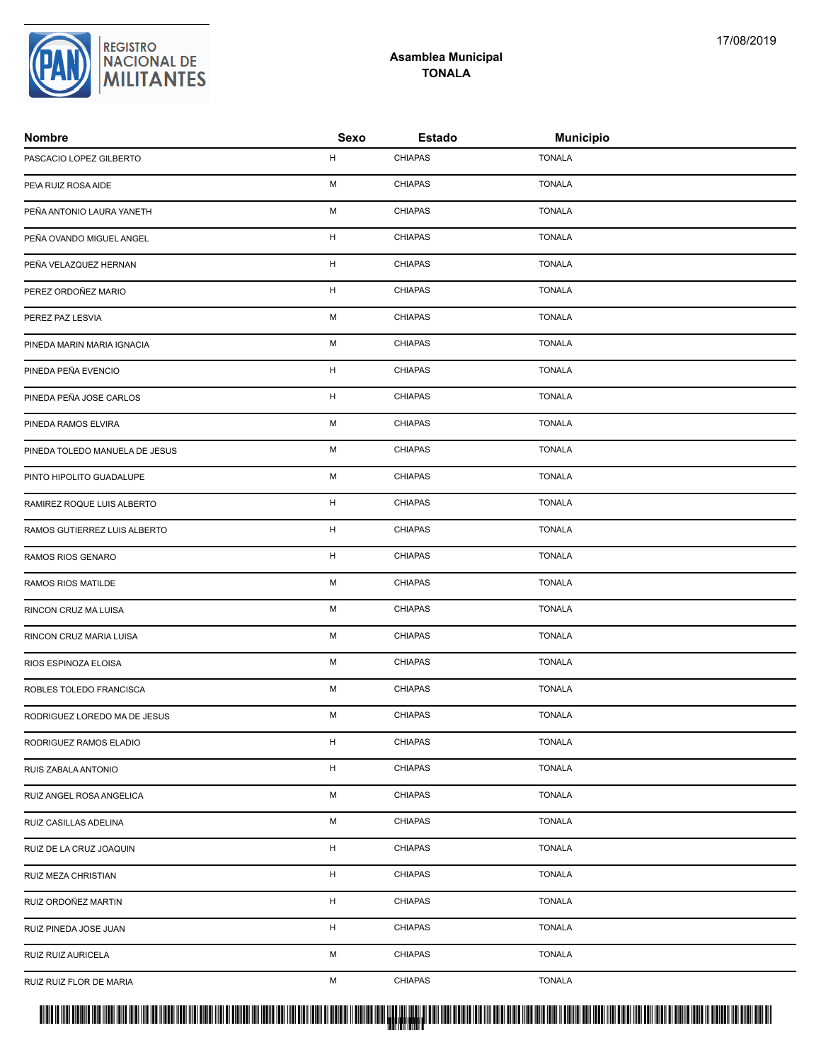## Asamblea Municipal
## TONALA

| Nombre | Sexo | Estado | Municipio |
|---|---|---|---|
| PASCACIO LOPEZ GILBERTO | H | CHIAPAS | TONALA |
| PE\A RUIZ ROSA AIDE | M | CHIAPAS | TONALA |
| PEÑA ANTONIO LAURA YANETH | M | CHIAPAS | TONALA |
| PEÑA OVANDO MIGUEL ANGEL | H | CHIAPAS | TONALA |
| PEÑA VELAZQUEZ HERNAN | H | CHIAPAS | TONALA |
| PEREZ ORDOÑEZ MARIO | H | CHIAPAS | TONALA |
| PEREZ PAZ LESVIA | M | CHIAPAS | TONALA |
| PINEDA MARIN MARIA IGNACIA | M | CHIAPAS | TONALA |
| PINEDA PEÑA EVENCIO | H | CHIAPAS | TONALA |
| PINEDA PEÑA JOSE CARLOS | H | CHIAPAS | TONALA |
| PINEDA RAMOS ELVIRA | M | CHIAPAS | TONALA |
| PINEDA TOLEDO MANUELA DE JESUS | M | CHIAPAS | TONALA |
| PINTO HIPOLITO GUADALUPE | M | CHIAPAS | TONALA |
| RAMIREZ ROQUE LUIS ALBERTO | H | CHIAPAS | TONALA |
| RAMOS GUTIERREZ LUIS ALBERTO | H | CHIAPAS | TONALA |
| RAMOS RIOS GENARO | H | CHIAPAS | TONALA |
| RAMOS RIOS MATILDE | M | CHIAPAS | TONALA |
| RINCON CRUZ MA LUISA | M | CHIAPAS | TONALA |
| RINCON CRUZ MARIA LUISA | M | CHIAPAS | TONALA |
| RIOS ESPINOZA ELOISA | M | CHIAPAS | TONALA |
| ROBLES TOLEDO FRANCISCA | M | CHIAPAS | TONALA |
| RODRIGUEZ LOREDO MA DE JESUS | M | CHIAPAS | TONALA |
| RODRIGUEZ RAMOS ELADIO | H | CHIAPAS | TONALA |
| RUIS ZABALA ANTONIO | H | CHIAPAS | TONALA |
| RUIZ ANGEL ROSA ANGELICA | M | CHIAPAS | TONALA |
| RUIZ CASILLAS ADELINA | M | CHIAPAS | TONALA |
| RUIZ DE LA CRUZ JOAQUIN | H | CHIAPAS | TONALA |
| RUIZ MEZA CHRISTIAN | H | CHIAPAS | TONALA |
| RUIZ ORDOÑEZ MARTIN | H | CHIAPAS | TONALA |
| RUIZ PINEDA JOSE JUAN | H | CHIAPAS | TONALA |
| RUIZ RUIZ AURICELA | M | CHIAPAS | TONALA |
| RUIZ RUIZ FLOR DE MARIA | M | CHIAPAS | TONALA |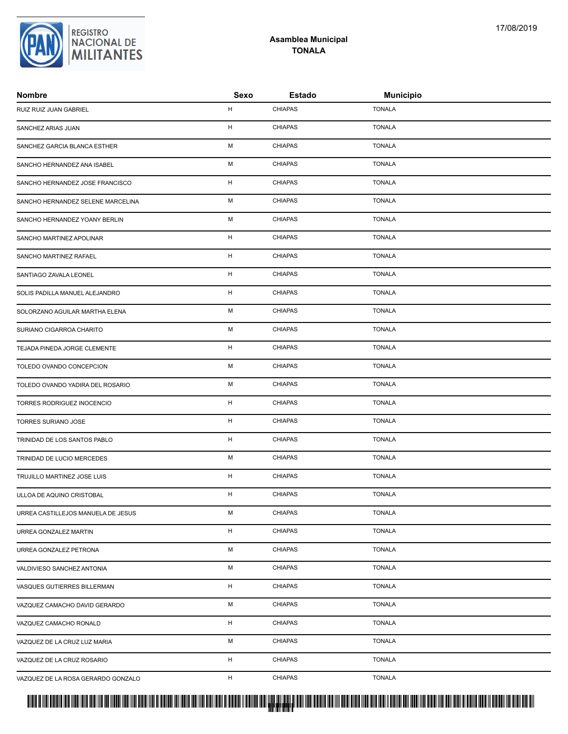## Asamblea Municipal
## TONALA

| Nombre | Sexo | Estado | Municipio |
|---|---|---|---|
| RUIZ RUIZ JUAN GABRIEL | H | CHIAPAS | TONALA |
| SANCHEZ ARIAS JUAN | H | CHIAPAS | TONALA |
| SANCHEZ GARCIA BLANCA ESTHER | M | CHIAPAS | TONALA |
| SANCHO HERNANDEZ ANA ISABEL | M | CHIAPAS | TONALA |
| SANCHO HERNANDEZ JOSE FRANCISCO | H | CHIAPAS | TONALA |
| SANCHO HERNANDEZ SELENE MARCELINA | M | CHIAPAS | TONALA |
| SANCHO HERNANDEZ YOANY BERLIN | M | CHIAPAS | TONALA |
| SANCHO MARTINEZ APOLINAR | H | CHIAPAS | TONALA |
| SANCHO MARTINEZ RAFAEL | H | CHIAPAS | TONALA |
| SANTIAGO ZAVALA LEONEL | H | CHIAPAS | TONALA |
| SOLIS PADILLA MANUEL ALEJANDRO | H | CHIAPAS | TONALA |
| SOLORZANO AGUILAR MARTHA ELENA | M | CHIAPAS | TONALA |
| SURIANO CIGARROA CHARITO | M | CHIAPAS | TONALA |
| TEJADA PINEDA JORGE CLEMENTE | H | CHIAPAS | TONALA |
| TOLEDO OVANDO CONCEPCION | M | CHIAPAS | TONALA |
| TOLEDO OVANDO YADIRA DEL ROSARIO | M | CHIAPAS | TONALA |
| TORRES RODRIGUEZ INOCENCIO | H | CHIAPAS | TONALA |
| TORRES SURIANO JOSE | H | CHIAPAS | TONALA |
| TRINIDAD DE LOS SANTOS PABLO | H | CHIAPAS | TONALA |
| TRINIDAD DE LUCIO MERCEDES | M | CHIAPAS | TONALA |
| TRUJILLO MARTINEZ JOSE LUIS | H | CHIAPAS | TONALA |
| ULLOA DE AQUINO CRISTOBAL | H | CHIAPAS | TONALA |
| URREA CASTILLEJOS MANUELA DE JESUS | M | CHIAPAS | TONALA |
| URREA GONZALEZ MARTIN | H | CHIAPAS | TONALA |
| URREA GONZALEZ PETRONA | M | CHIAPAS | TONALA |
| VALDIVIESO SANCHEZ ANTONIA | M | CHIAPAS | TONALA |
| VASQUES GUTIERRES BILLERMAN | H | CHIAPAS | TONALA |
| VAZQUEZ CAMACHO DAVID GERARDO | M | CHIAPAS | TONALA |
| VAZQUEZ CAMACHO RONALD | H | CHIAPAS | TONALA |
| VAZQUEZ DE LA CRUZ LUZ MARIA | M | CHIAPAS | TONALA |
| VAZQUEZ DE LA CRUZ ROSARIO | H | CHIAPAS | TONALA |
| VAZQUEZ DE LA ROSA GERARDO GONZALO | H | CHIAPAS | TONALA |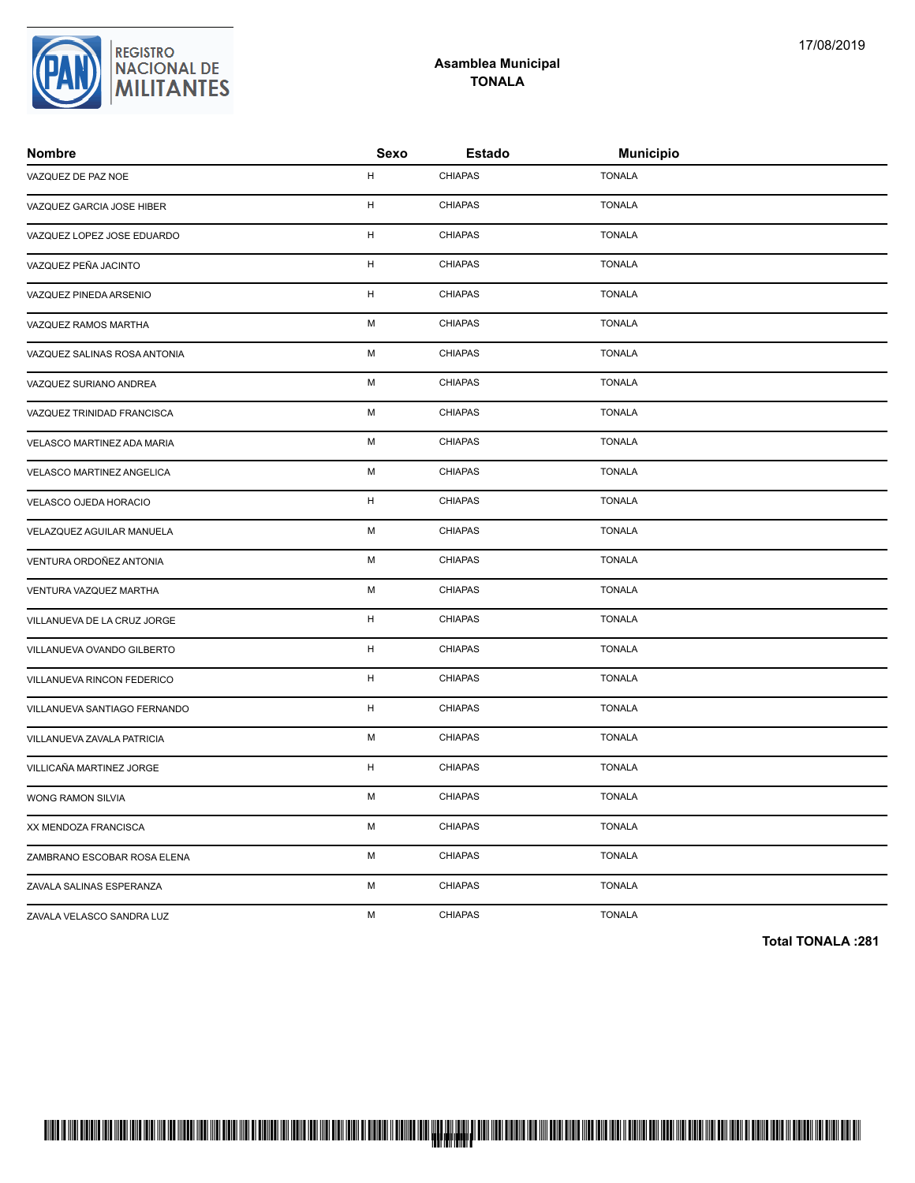## Asamblea Municipal
## TONALA

17/08/2019

| Nombre | Sexo | Estado | Municipio |
|---|---|---|---|
| VAZQUEZ DE PAZ NOE | H | CHIAPAS | TONALA |
| VAZQUEZ GARCIA JOSE HIBER | H | CHIAPAS | TONALA |
| VAZQUEZ LOPEZ JOSE EDUARDO | H | CHIAPAS | TONALA |
| VAZQUEZ PEÑA JACINTO | H | CHIAPAS | TONALA |
| VAZQUEZ PINEDA ARSENIO | H | CHIAPAS | TONALA |
| VAZQUEZ RAMOS MARTHA | M | CHIAPAS | TONALA |
| VAZQUEZ SALINAS ROSA ANTONIA | M | CHIAPAS | TONALA |
| VAZQUEZ SURIANO ANDREA | M | CHIAPAS | TONALA |
| VAZQUEZ TRINIDAD FRANCISCA | M | CHIAPAS | TONALA |
| VELASCO MARTINEZ ADA MARIA | M | CHIAPAS | TONALA |
| VELASCO MARTINEZ ANGELICA | M | CHIAPAS | TONALA |
| VELASCO OJEDA HORACIO | H | CHIAPAS | TONALA |
| VELAZQUEZ AGUILAR MANUELA | M | CHIAPAS | TONALA |
| VENTURA ORDOÑEZ ANTONIA | M | CHIAPAS | TONALA |
| VENTURA VAZQUEZ MARTHA | M | CHIAPAS | TONALA |
| VILLANUEVA DE LA CRUZ JORGE | H | CHIAPAS | TONALA |
| VILLANUEVA OVANDO GILBERTO | H | CHIAPAS | TONALA |
| VILLANUEVA RINCON FEDERICO | H | CHIAPAS | TONALA |
| VILLANUEVA SANTIAGO FERNANDO | H | CHIAPAS | TONALA |
| VILLANUEVA ZAVALA PATRICIA | M | CHIAPAS | TONALA |
| VILLICAÑA MARTINEZ JORGE | H | CHIAPAS | TONALA |
| WONG RAMON SILVIA | M | CHIAPAS | TONALA |
| XX MENDOZA FRANCISCA | M | CHIAPAS | TONALA |
| ZAMBRANO ESCOBAR ROSA ELENA | M | CHIAPAS | TONALA |
| ZAVALA SALINAS ESPERANZA | M | CHIAPAS | TONALA |
| ZAVALA VELASCO SANDRA LUZ | M | CHIAPAS | TONALA |

**Total TONALA :281**